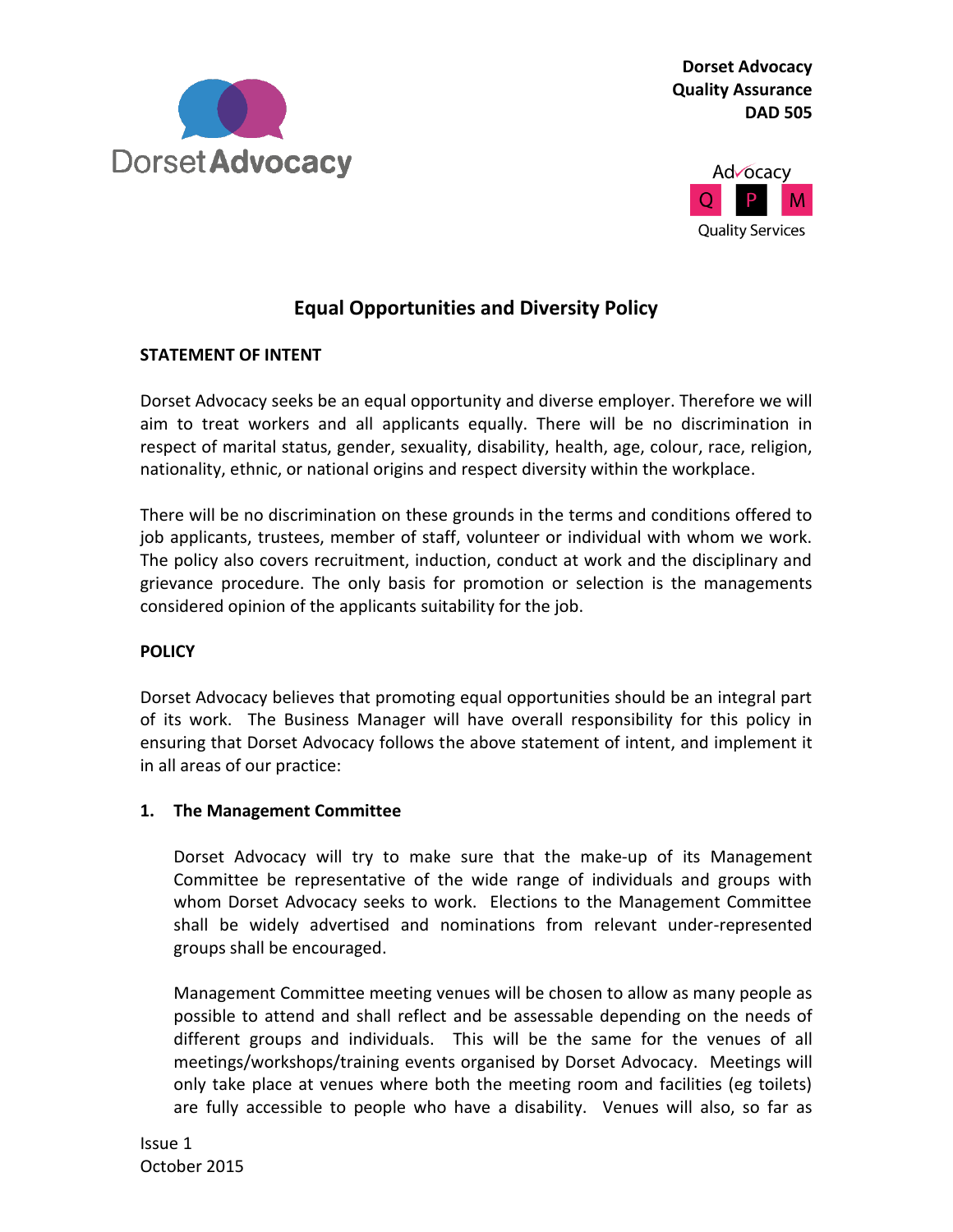Dorset Advocacy
Quality Assurance
DAD 505

# Equal Opportunities and Diversity Policy

## STATEMENT OF INTENT

Dorset Advocacy seeks be an equal opportunity and diverse employer. Therefore we will aim to treat workers and all applicants equally. There will be no discrimination in respect of marital status, gender, sexuality, disability, health, age, colour, race, religion, nationality, ethnic, or national origins and respect diversity within the workplace.

There will be no discrimination on these grounds in the terms and conditions offered to job applicants, trustees, member of staff, volunteer or individual with whom we work. The policy also covers recruitment, induction, conduct at work and the disciplinary and grievance procedure. The only basis for promotion or selection is the managements considered opinion of the applicants suitability for the job.

## POLICY

Dorset Advocacy believes that promoting equal opportunities should be an integral part of its work. The Business Manager will have overall responsibility for this policy in ensuring that Dorset Advocacy follows the above statement of intent, and implement it in all areas of our practice:

### 1. The Management Committee

Dorset Advocacy will try to make sure that the make-up of its Management Committee be representative of the wide range of individuals and groups with whom Dorset Advocacy seeks to work. Elections to the Management Committee shall be widely advertised and nominations from relevant under-represented groups shall be encouraged.

Management Committee meeting venues will be chosen to allow as many people as possible to attend and shall reflect and be assessable depending on the needs of different groups and individuals. This will be the same for the venues of all meetings/workshops/training events organised by Dorset Advocacy. Meetings will only take place at venues where both the meeting room and facilities (eg toilets) are fully accessible to people who have a disability. Venues will also, so far as

Issue 1
October 2015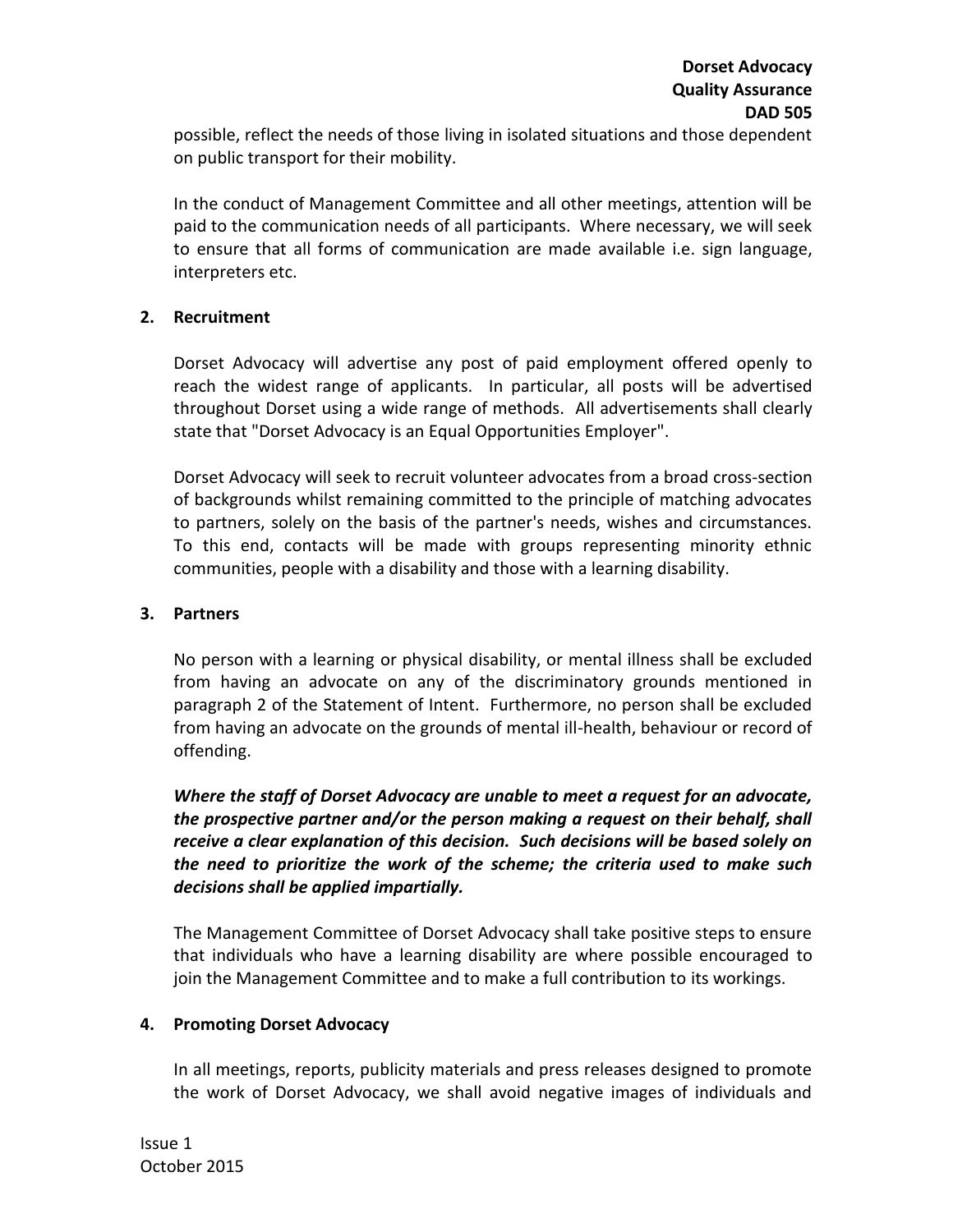possible, reflect the needs of those living in isolated situations and those dependent on public transport for their mobility.

In the conduct of Management Committee and all other meetings, attention will be paid to the communication needs of all participants. Where necessary, we will seek to ensure that all forms of communication are made available i.e. sign language, interpreters etc.

## 2. Recruitment

Dorset Advocacy will advertise any post of paid employment offered openly to reach the widest range of applicants. In particular, all posts will be advertised throughout Dorset using a wide range of methods. All advertisements shall clearly state that "Dorset Advocacy is an Equal Opportunities Employer".

Dorset Advocacy will seek to recruit volunteer advocates from a broad cross-section of backgrounds whilst remaining committed to the principle of matching advocates to partners, solely on the basis of the partner's needs, wishes and circumstances. To this end, contacts will be made with groups representing minority ethnic communities, people with a disability and those with a learning disability.

## 3. Partners

No person with a learning or physical disability, or mental illness shall be excluded from having an advocate on any of the discriminatory grounds mentioned in paragraph 2 of the Statement of Intent. Furthermore, no person shall be excluded from having an advocate on the grounds of mental ill-health, behaviour or record of offending.

***Where the staff of Dorset Advocacy are unable to meet a request for an advocate, the prospective partner and/or the person making a request on their behalf, shall receive a clear explanation of this decision. Such decisions will be based solely on the need to prioritize the work of the scheme; the criteria used to make such decisions shall be applied impartially.***

The Management Committee of Dorset Advocacy shall take positive steps to ensure that individuals who have a learning disability are where possible encouraged to join the Management Committee and to make a full contribution to its workings.

## 4. Promoting Dorset Advocacy

In all meetings, reports, publicity materials and press releases designed to promote the work of Dorset Advocacy, we shall avoid negative images of individuals and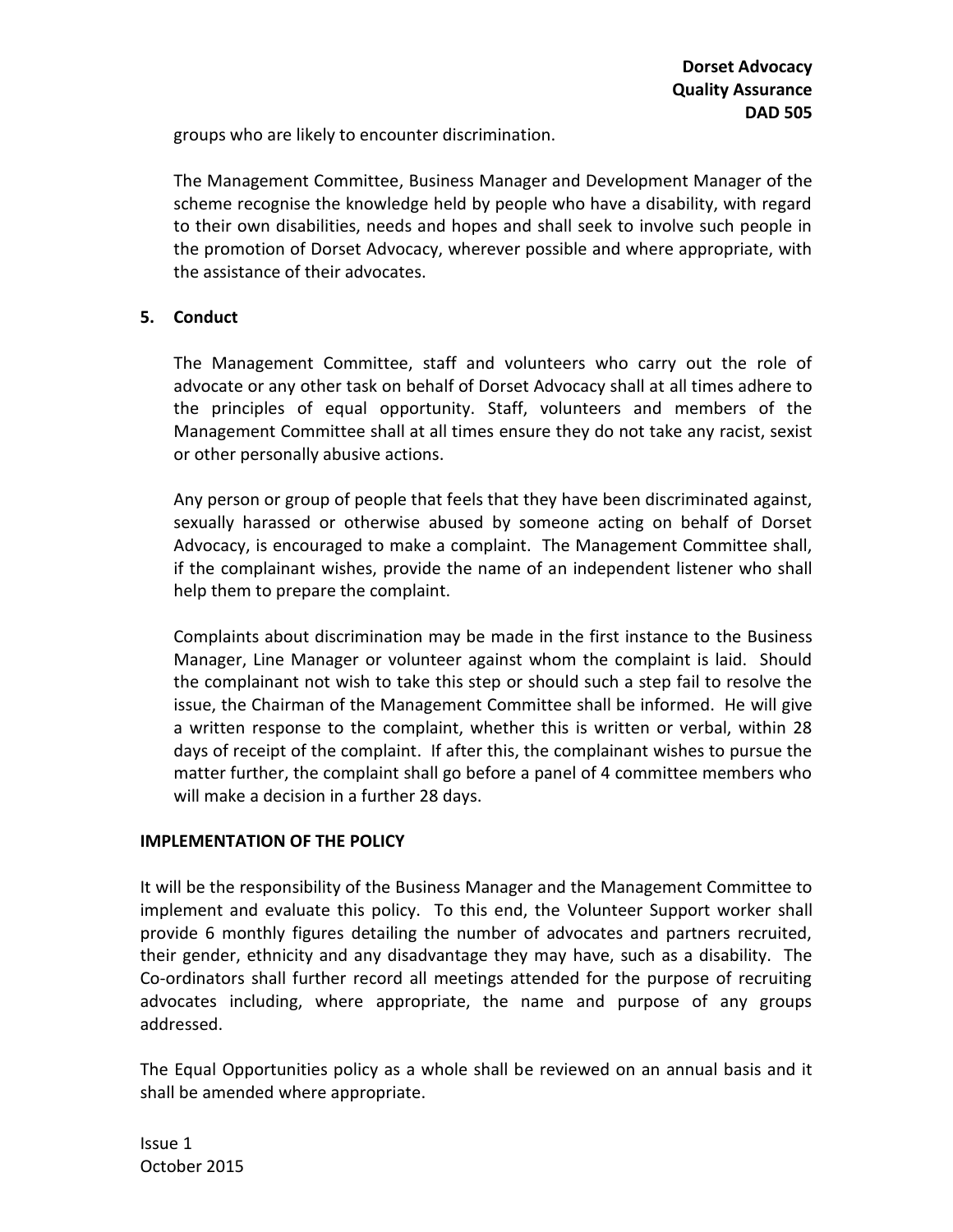groups who are likely to encounter discrimination.

The Management Committee, Business Manager and Development Manager of the scheme recognise the knowledge held by people who have a disability, with regard to their own disabilities, needs and hopes and shall seek to involve such people in the promotion of Dorset Advocacy, wherever possible and where appropriate, with the assistance of their advocates.

**5. Conduct**

The Management Committee, staff and volunteers who carry out the role of advocate or any other task on behalf of Dorset Advocacy shall at all times adhere to the principles of equal opportunity. Staff, volunteers and members of the Management Committee shall at all times ensure they do not take any racist, sexist or other personally abusive actions.

Any person or group of people that feels that they have been discriminated against, sexually harassed or otherwise abused by someone acting on behalf of Dorset Advocacy, is encouraged to make a complaint. The Management Committee shall, if the complainant wishes, provide the name of an independent listener who shall help them to prepare the complaint.

Complaints about discrimination may be made in the first instance to the Business Manager, Line Manager or volunteer against whom the complaint is laid. Should the complainant not wish to take this step or should such a step fail to resolve the issue, the Chairman of the Management Committee shall be informed. He will give a written response to the complaint, whether this is written or verbal, within 28 days of receipt of the complaint. If after this, the complainant wishes to pursue the matter further, the complaint shall go before a panel of 4 committee members who will make a decision in a further 28 days.

**IMPLEMENTATION OF THE POLICY**

It will be the responsibility of the Business Manager and the Management Committee to implement and evaluate this policy. To this end, the Volunteer Support worker shall provide 6 monthly figures detailing the number of advocates and partners recruited, their gender, ethnicity and any disadvantage they may have, such as a disability. The Co-ordinators shall further record all meetings attended for the purpose of recruiting advocates including, where appropriate, the name and purpose of any groups addressed.

The Equal Opportunities policy as a whole shall be reviewed on an annual basis and it shall be amended where appropriate.